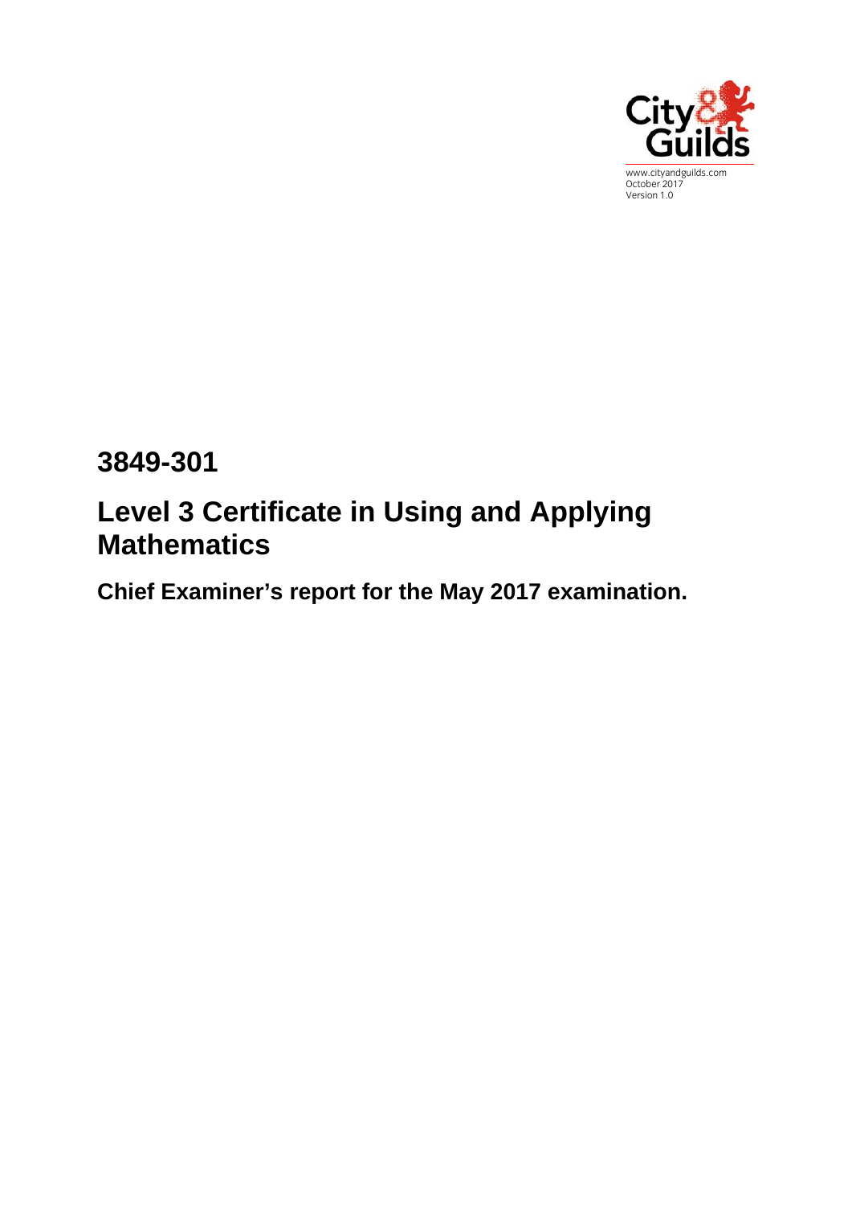City & Guilds

www.cityandguilds.com
October 2017
Version 1.0

# 3849-301

# Level 3 Certificate in Using and Applying Mathematics

## Chief Examiner's report for the May 2017 examination.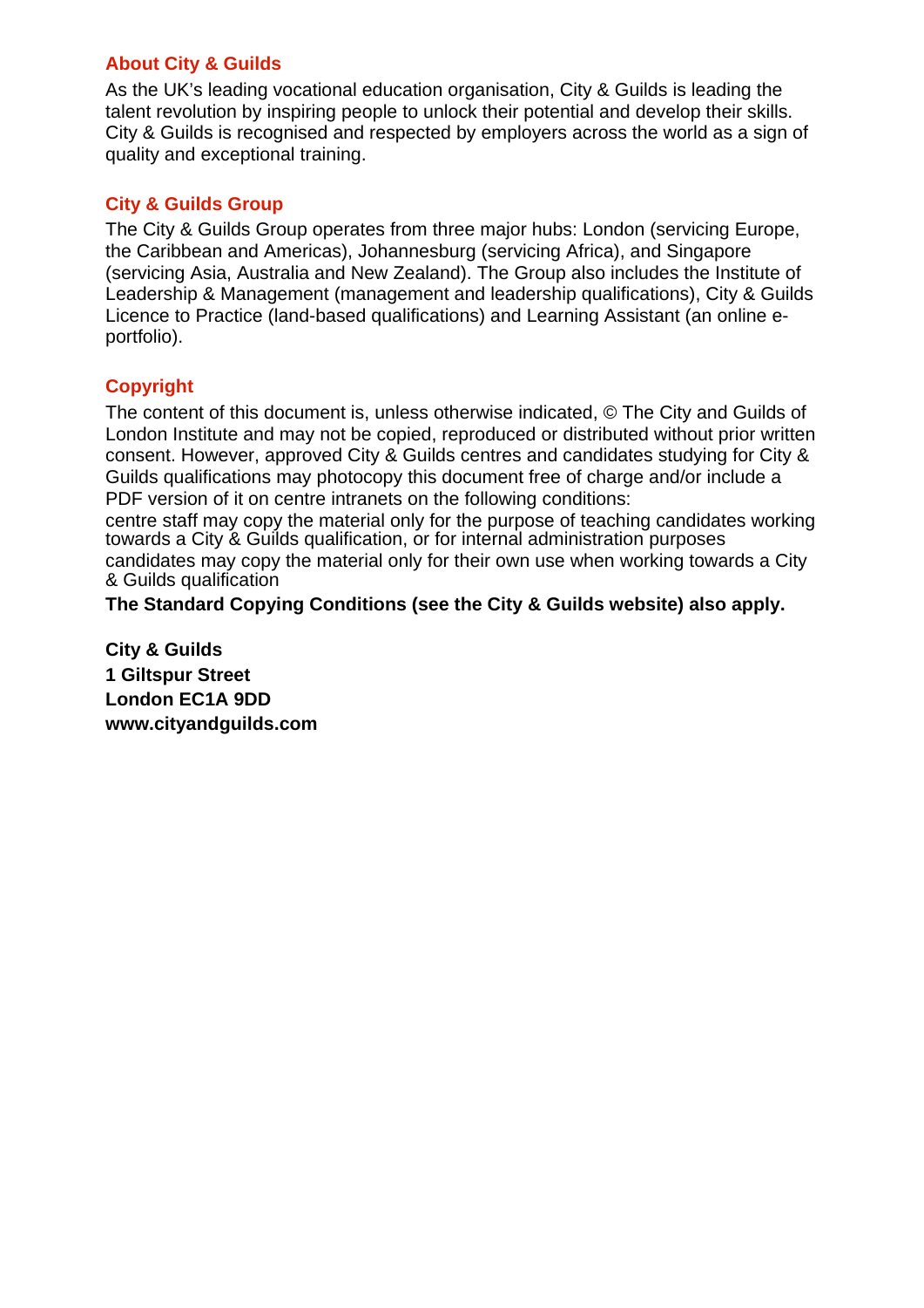## About City & Guilds

As the UK's leading vocational education organisation, City & Guilds is leading the talent revolution by inspiring people to unlock their potential and develop their skills. City & Guilds is recognised and respected by employers across the world as a sign of quality and exceptional training.

## City & Guilds Group

The City & Guilds Group operates from three major hubs: London (servicing Europe, the Caribbean and Americas), Johannesburg (servicing Africa), and Singapore (servicing Asia, Australia and New Zealand). The Group also includes the Institute of Leadership & Management (management and leadership qualifications), City & Guilds Licence to Practice (land-based qualifications) and Learning Assistant (an online e-portfolio).

## Copyright

The content of this document is, unless otherwise indicated, © The City and Guilds of London Institute and may not be copied, reproduced or distributed without prior written consent. However, approved City & Guilds centres and candidates studying for City & Guilds qualifications may photocopy this document free of charge and/or include a PDF version of it on centre intranets on the following conditions:

centre staff may copy the material only for the purpose of teaching candidates working towards a City & Guilds qualification, or for internal administration purposes

candidates may copy the material only for their own use when working towards a City & Guilds qualification

**The Standard Copying Conditions (see the City & Guilds website) also apply.**

**City & Guilds**
**1 Giltspur Street**
**London EC1A 9DD**
**www.cityandguilds.com**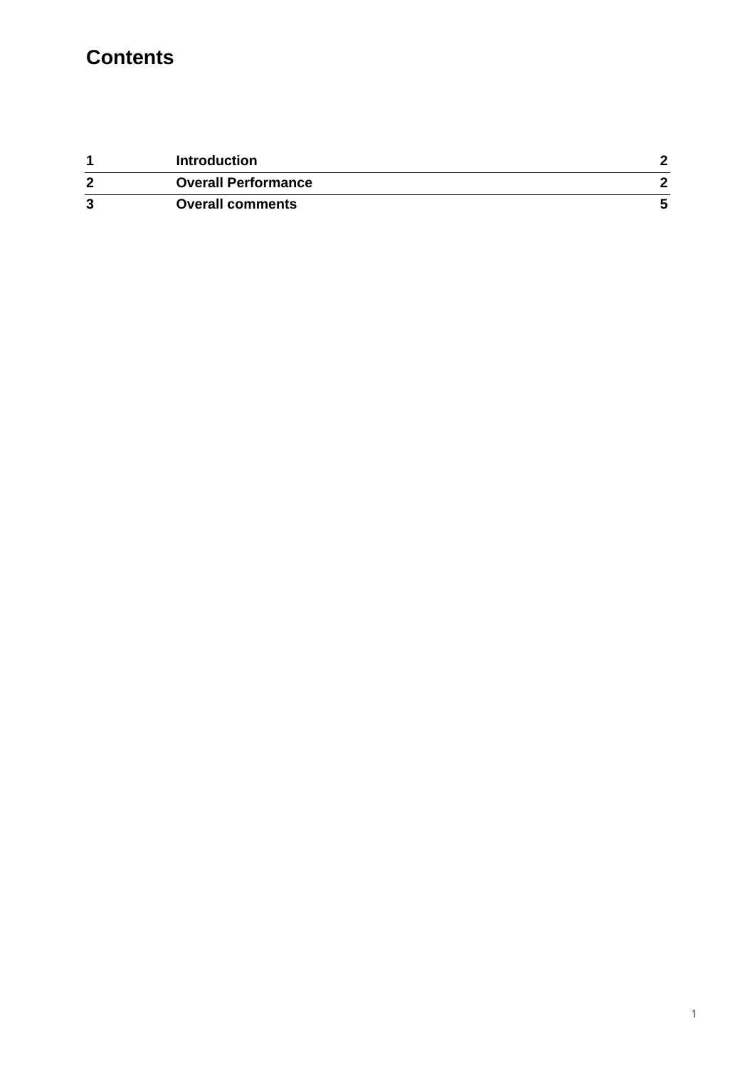# Contents

| | | |
|---|---|---|
| **1** | **Introduction** | **2** |
| **2** | **Overall Performance** | **2** |
| **3** | **Overall comments** | **5** |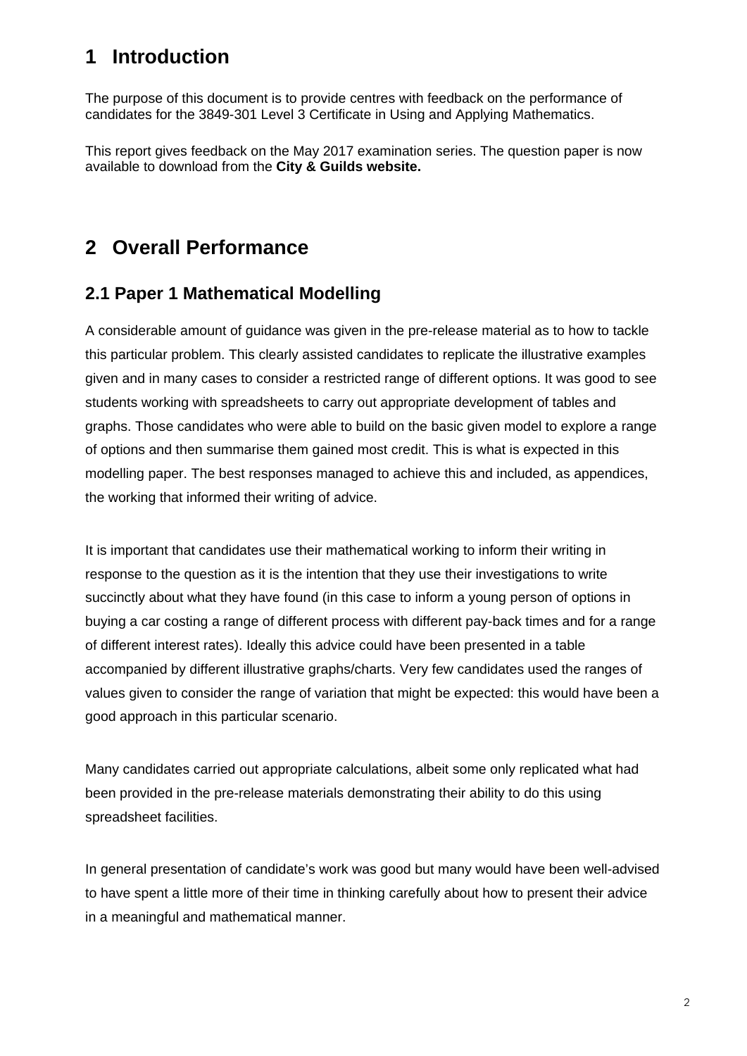# 1 Introduction

The purpose of this document is to provide centres with feedback on the performance of candidates for the 3849-301 Level 3 Certificate in Using and Applying Mathematics.

This report gives feedback on the May 2017 examination series. The question paper is now available to download from the **City & Guilds website.**

# 2 Overall Performance

## 2.1 Paper 1 Mathematical Modelling

A considerable amount of guidance was given in the pre-release material as to how to tackle this particular problem. This clearly assisted candidates to replicate the illustrative examples given and in many cases to consider a restricted range of different options. It was good to see students working with spreadsheets to carry out appropriate development of tables and graphs. Those candidates who were able to build on the basic given model to explore a range of options and then summarise them gained most credit. This is what is expected in this modelling paper. The best responses managed to achieve this and included, as appendices, the working that informed their writing of advice.

It is important that candidates use their mathematical working to inform their writing in response to the question as it is the intention that they use their investigations to write succinctly about what they have found (in this case to inform a young person of options in buying a car costing a range of different process with different pay-back times and for a range of different interest rates). Ideally this advice could have been presented in a table accompanied by different illustrative graphs/charts. Very few candidates used the ranges of values given to consider the range of variation that might be expected: this would have been a good approach in this particular scenario.

Many candidates carried out appropriate calculations, albeit some only replicated what had been provided in the pre-release materials demonstrating their ability to do this using spreadsheet facilities.

In general presentation of candidate's work was good but many would have been well-advised to have spent a little more of their time in thinking carefully about how to present their advice in a meaningful and mathematical manner.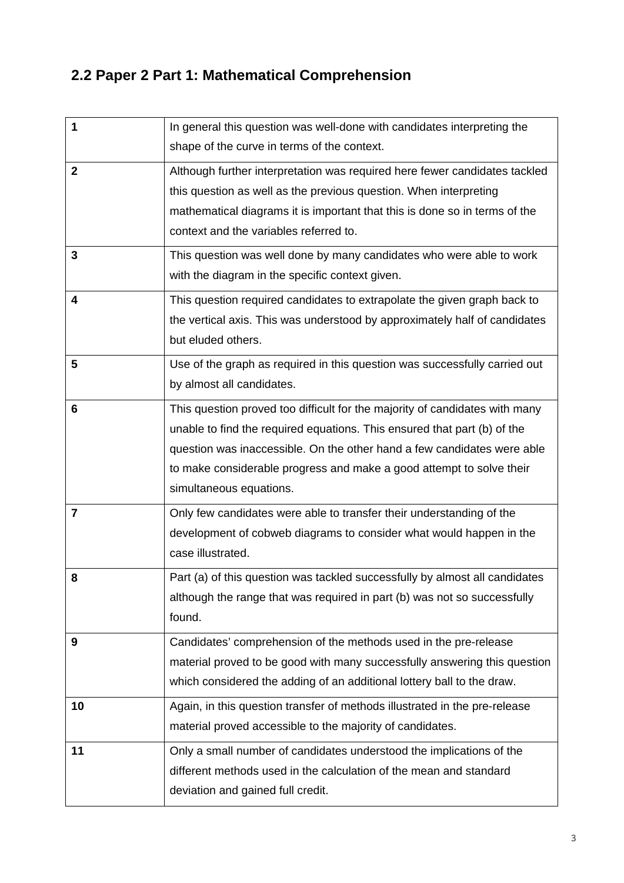## 2.2 Paper 2 Part 1: Mathematical Comprehension

| | |
|---|---|
| **1** | In general this question was well-done with candidates interpreting the shape of the curve in terms of the context. |
| **2** | Although further interpretation was required here fewer candidates tackled this question as well as the previous question. When interpreting mathematical diagrams it is important that this is done so in terms of the context and the variables referred to. |
| **3** | This question was well done by many candidates who were able to work with the diagram in the specific context given. |
| **4** | This question required candidates to extrapolate the given graph back to the vertical axis. This was understood by approximately half of candidates but eluded others. |
| **5** | Use of the graph as required in this question was successfully carried out by almost all candidates. |
| **6** | This question proved too difficult for the majority of candidates with many unable to find the required equations. This ensured that part (b) of the question was inaccessible. On the other hand a few candidates were able to make considerable progress and make a good attempt to solve their simultaneous equations. |
| **7** | Only few candidates were able to transfer their understanding of the development of cobweb diagrams to consider what would happen in the case illustrated. |
| **8** | Part (a) of this question was tackled successfully by almost all candidates although the range that was required in part (b) was not so successfully found. |
| **9** | Candidates' comprehension of the methods used in the pre-release material proved to be good with many successfully answering this question which considered the adding of an additional lottery ball to the draw. |
| **10** | Again, in this question transfer of methods illustrated in the pre-release material proved accessible to the majority of candidates. |
| **11** | Only a small number of candidates understood the implications of the different methods used in the calculation of the mean and standard deviation and gained full credit. |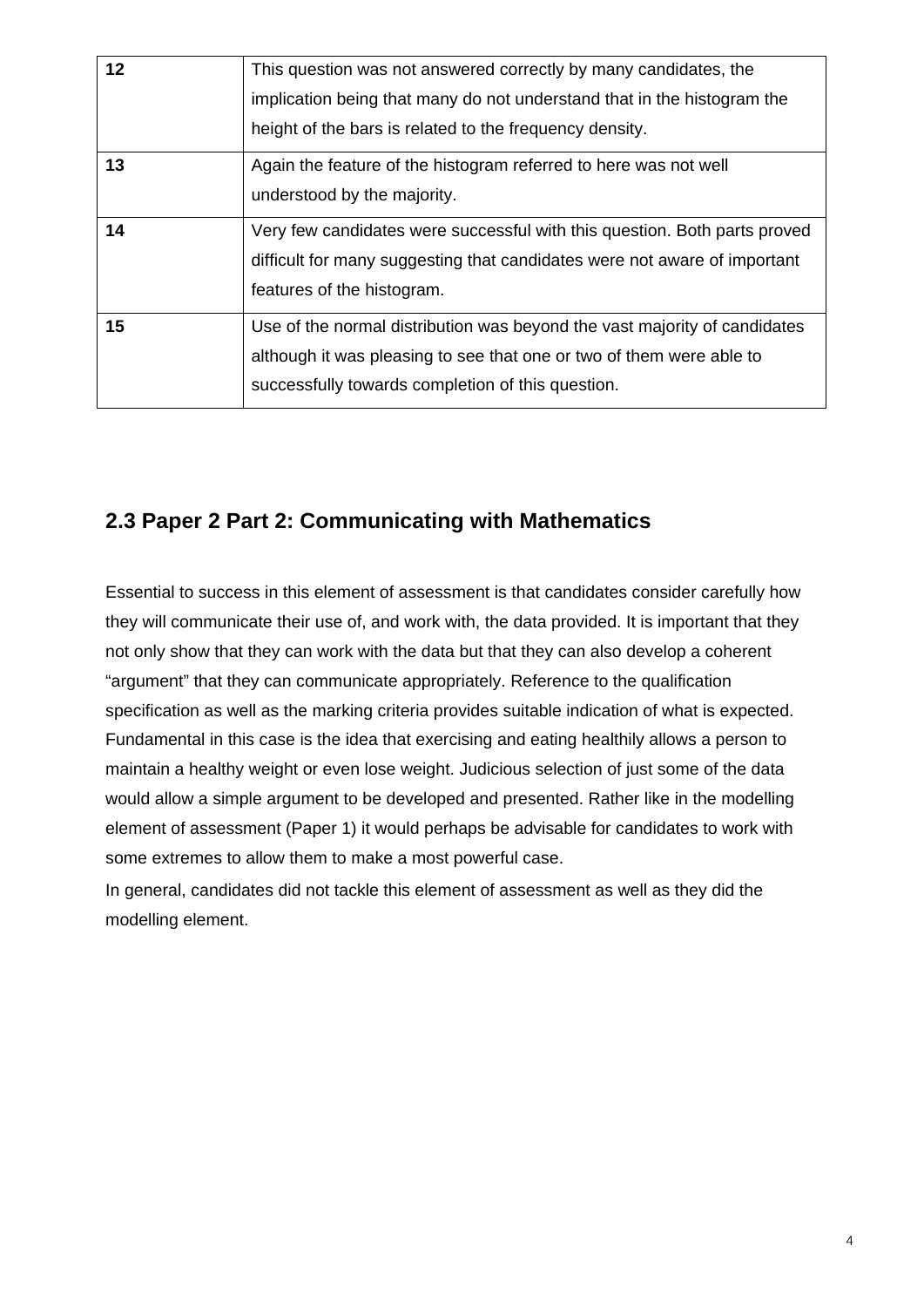| | |
|---|---|
| **12** | This question was not answered correctly by many candidates, the implication being that many do not understand that in the histogram the height of the bars is related to the frequency density. |
| **13** | Again the feature of the histogram referred to here was not well understood by the majority. |
| **14** | Very few candidates were successful with this question. Both parts proved difficult for many suggesting that candidates were not aware of important features of the histogram. |
| **15** | Use of the normal distribution was beyond the vast majority of candidates although it was pleasing to see that one or two of them were able to successfully towards completion of this question. |

## 2.3 Paper 2 Part 2: Communicating with Mathematics

Essential to success in this element of assessment is that candidates consider carefully how they will communicate their use of, and work with, the data provided. It is important that they not only show that they can work with the data but that they can also develop a coherent "argument" that they can communicate appropriately. Reference to the qualification specification as well as the marking criteria provides suitable indication of what is expected. Fundamental in this case is the idea that exercising and eating healthily allows a person to maintain a healthy weight or even lose weight. Judicious selection of just some of the data would allow a simple argument to be developed and presented. Rather like in the modelling element of assessment (Paper 1) it would perhaps be advisable for candidates to work with some extremes to allow them to make a most powerful case.

In general, candidates did not tackle this element of assessment as well as they did the modelling element.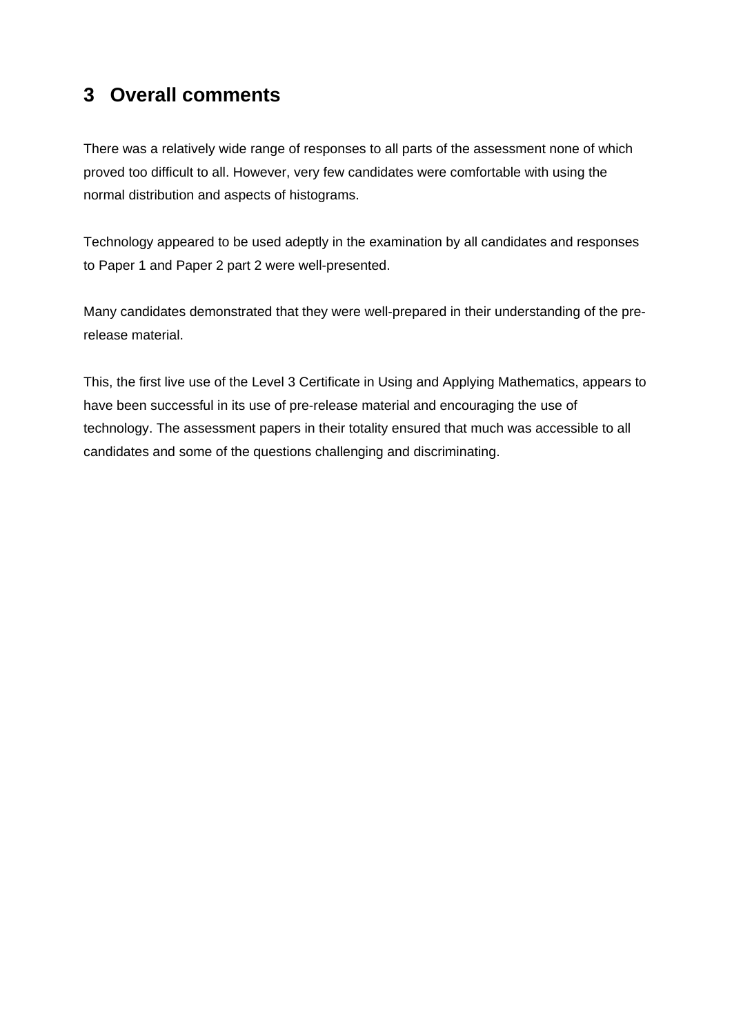## 3 Overall comments

There was a relatively wide range of responses to all parts of the assessment none of which proved too difficult to all. However, very few candidates were comfortable with using the normal distribution and aspects of histograms.

Technology appeared to be used adeptly in the examination by all candidates and responses to Paper 1 and Paper 2 part 2 were well-presented.

Many candidates demonstrated that they were well-prepared in their understanding of the pre-release material.

This, the first live use of the Level 3 Certificate in Using and Applying Mathematics, appears to have been successful in its use of pre-release material and encouraging the use of technology. The assessment papers in their totality ensured that much was accessible to all candidates and some of the questions challenging and discriminating.